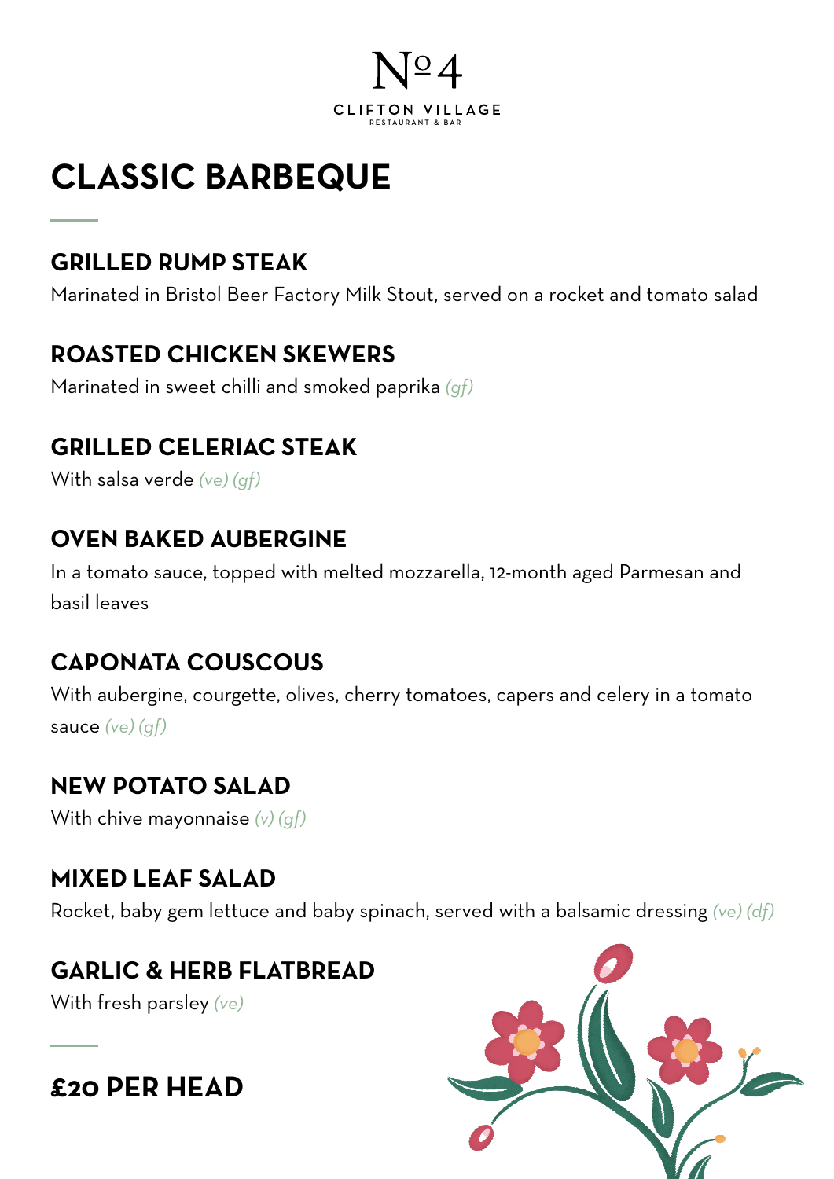# №4

CLIFTON VILLAGE

RESTAURANT & BAR

## CLASSIC BARBEQUE

### GRILLED RUMP STEAK

Marinated in Bristol Beer Factory Milk Stout, served on a rocket and tomato salad

### ROASTED CHICKEN SKEWERS

Marinated in sweet chilli and smoked paprika *(gf)*

### GRILLED CELERIAC STEAK

With salsa verde *(ve) (gf)*

### OVEN BAKED AUBERGINE

In a tomato sauce, topped with melted mozzarella, 12-month aged Parmesan and basil leaves

### CAPONATA COUSCOUS

With aubergine, courgette, olives, cherry tomatoes, capers and celery in a tomato sauce *(ve) (gf)*

### NEW POTATO SALAD

With chive mayonnaise *(v) (gf)*

### MIXED LEAF SALAD

Rocket, baby gem lettuce and baby spinach, served with a balsamic dressing *(ve) (df)*

### GARLIC & HERB FLATBREAD

With fresh parsley *(ve)*

## £20 PER HEAD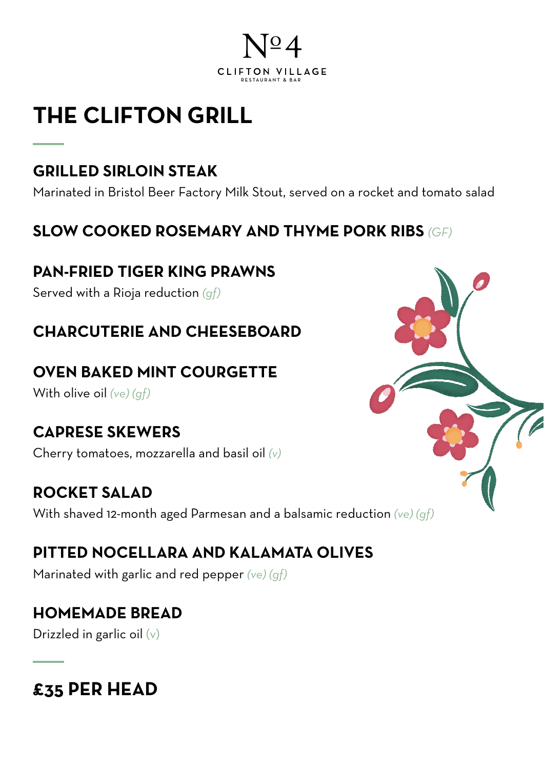Nº4

CLIFTON VILLAGE

RESTAURANT & BAR

# THE CLIFTON GRILL

### GRILLED SIRLOIN STEAK

Marinated in Bristol Beer Factory Milk Stout, served on a rocket and tomato salad

### SLOW COOKED ROSEMARY AND THYME PORK RIBS *(GF)*

### PAN-FRIED TIGER KING PRAWNS

Served with a Rioja reduction *(gf)*

### CHARCUTERIE AND CHEESEBOARD

### OVEN BAKED MINT COURGETTE

With olive oil *(ve) (gf)*

### CAPRESE SKEWERS

Cherry tomatoes, mozzarella and basil oil *(v)*

### ROCKET SALAD

With shaved 12-month aged Parmesan and a balsamic reduction *(ve) (gf)*

### PITTED NOCELLARA AND KALAMATA OLIVES

Marinated with garlic and red pepper *(ve) (gf)*

### HOMEMADE BREAD

Drizzled in garlic oil (v)

## £35 PER HEAD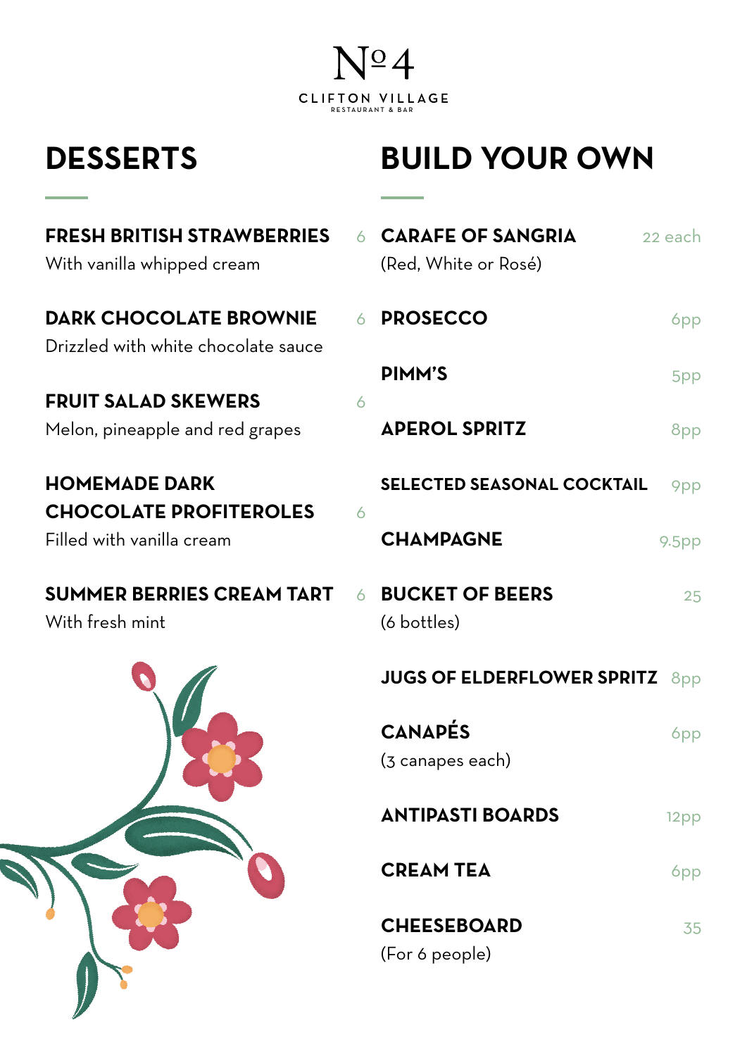# Nº4

CLIFTON VILLAGE
RESTAURANT & BAR

## DESSERTS

**FRESH BRITISH STRAWBERRIES** 6
With vanilla whipped cream

**DARK CHOCOLATE BROWNIE** 6
Drizzled with white chocolate sauce

**FRUIT SALAD SKEWERS** 6
Melon, pineapple and red grapes

**HOMEMADE DARK CHOCOLATE PROFITEROLES** 6
Filled with vanilla cream

**SUMMER BERRIES CREAM TART** 6
With fresh mint

## BUILD YOUR OWN

**CARAFE OF SANGRIA** 22 each
(Red, White or Rosé)

**PROSECCO** 6pp

**PIMM'S** 5pp

**APEROL SPRITZ** 8pp

**SELECTED SEASONAL COCKTAIL** 9pp

**CHAMPAGNE** 9.5pp

**BUCKET OF BEERS** 25
(6 bottles)

**JUGS OF ELDERFLOWER SPRITZ** 8pp

**CANAPÉS** 6pp
(3 canapes each)

**ANTIPASTI BOARDS** 12pp

**CREAM TEA** 6pp

**CHEESEBOARD** 35
(For 6 people)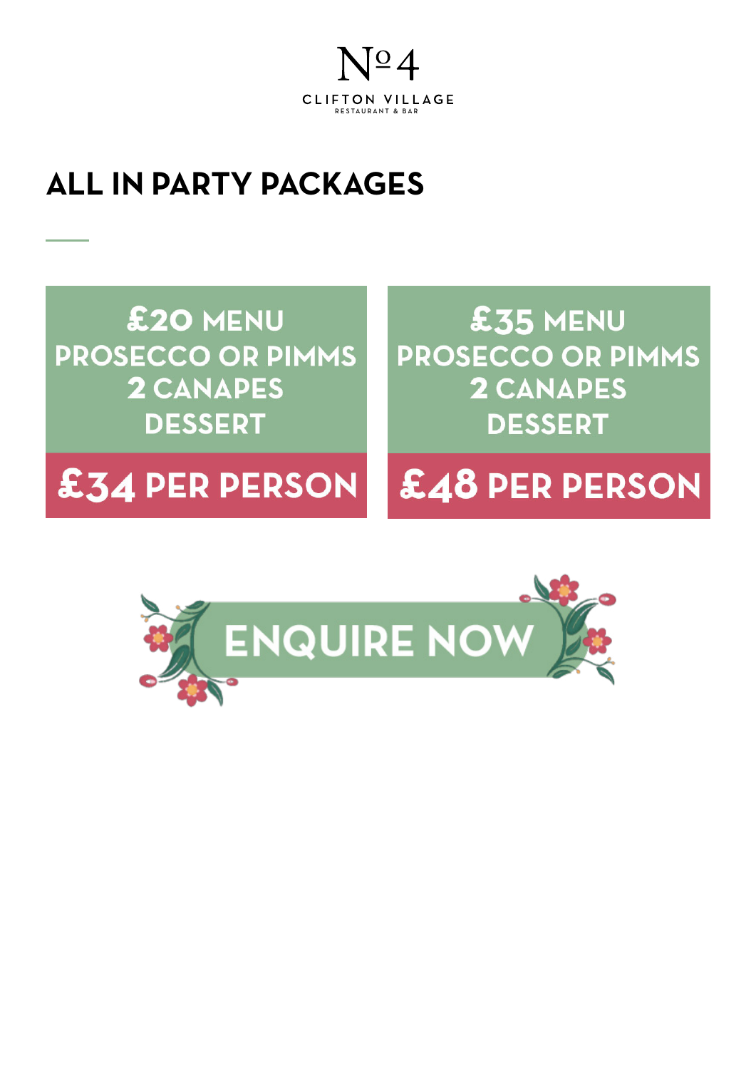Nº4

CLIFTON VILLAGE

RESTAURANT & BAR

# ALL IN PARTY PACKAGES

**£20 MENU**
**PROSECCO OR PIMMS**
**2 CANAPES**
**DESSERT**

**£34 PER PERSON**

**£35 MENU**
**PROSECCO OR PIMMS**
**2 CANAPES**
**DESSERT**

**£48 PER PERSON**

**ENQUIRE NOW**